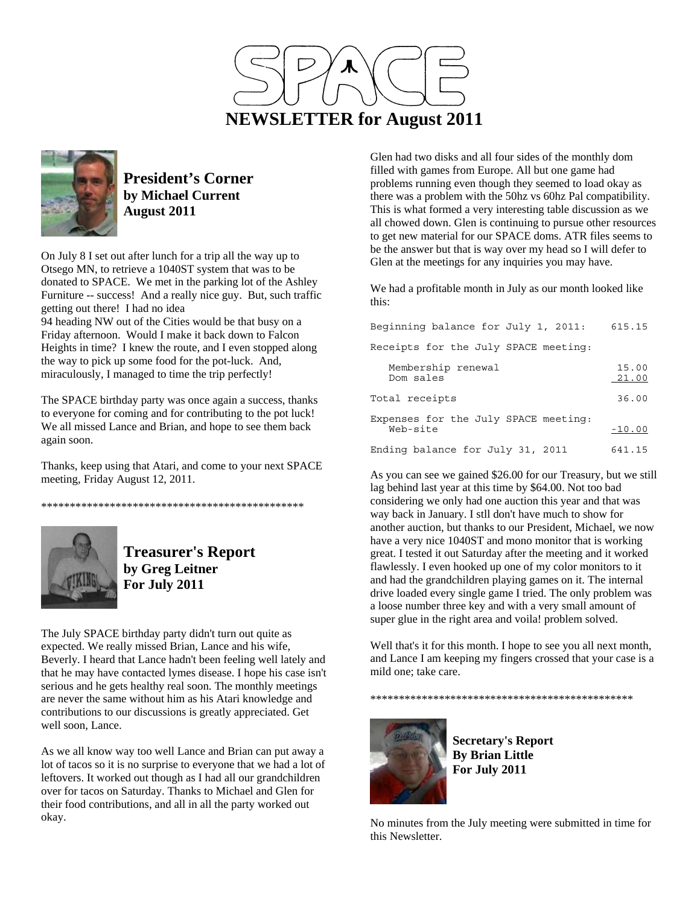# SPACE

# NEWSLETTER for August 2011

## President's Corner
**by Michael Current**
**August 2011**

On July 8 I set out after lunch for a trip all the way up to Otsego MN, to retrieve a 1040ST system that was to be donated to SPACE. We met in the parking lot of the Ashley Furniture -- success! And a really nice guy. But, such traffic getting out there! I had no idea
94 heading NW out of the Cities would be that busy on a Friday afternoon. Would I make it back down to Falcon Heights in time? I knew the route, and I even stopped along the way to pick up some food for the pot-luck. And, miraculously, I managed to time the trip perfectly!

The SPACE birthday party was once again a success, thanks to everyone for coming and for contributing to the pot luck! We all missed Lance and Brian, and hope to see them back again soon.

Thanks, keep using that Atari, and come to your next SPACE meeting, Friday August 12, 2011.

\*\*\*\*\*\*\*\*\*\*\*\*\*\*\*\*\*\*\*\*\*\*\*\*\*\*\*\*\*\*\*\*\*\*\*\*\*\*\*\*\*\*\*\*\*\*\*\*

## Treasurer's Report
**by Greg Leitner**
**For July 2011**

The July SPACE birthday party didn't turn out quite as expected. We really missed Brian, Lance and his wife, Beverly. I heard that Lance hadn't been feeling well lately and that he may have contacted lymes disease. I hope his case isn't serious and he gets healthy real soon. The monthly meetings are never the same without him as his Atari knowledge and contributions to our discussions is greatly appreciated. Get well soon, Lance.

As we all know way too well Lance and Brian can put away a lot of tacos so it is no surprise to everyone that we had a lot of leftovers. It worked out though as I had all our grandchildren over for tacos on Saturday. Thanks to Michael and Glen for their food contributions, and all in all the party worked out okay.

Glen had two disks and all four sides of the monthly dom filled with games from Europe. All but one game had problems running even though they seemed to load okay as there was a problem with the 50hz vs 60hz Pal compatibility. This is what formed a very interesting table discussion as we all chowed down. Glen is continuing to pursue other resources to get new material for our SPACE doms. ATR files seems to be the answer but that is way over my head so I will defer to Glen at the meetings for any inquiries you may have.

We had a profitable month in July as our month looked like this:

```
Beginning balance for July 1, 2011:     615.15

Receipts for the July SPACE meeting:

   Membership renewal                    15.00
   Dom sales                             21.00

Total receipts                           36.00

Expenses for the July SPACE meeting:
   Web-site                             -10.00

Ending balance for July 31, 2011        641.15
```

As you can see we gained $26.00 for our Treasury, but we still lag behind last year at this time by $64.00. Not too bad considering we only had one auction this year and that was way back in January. I stll don't have much to show for another auction, but thanks to our President, Michael, we now have a very nice 1040ST and mono monitor that is working great. I tested it out Saturday after the meeting and it worked flawlessly. I even hooked up one of my color monitors to it and had the grandchildren playing games on it. The internal drive loaded every single game I tried. The only problem was a loose number three key and with a very small amount of super glue in the right area and voila! problem solved.

Well that's it for this month. I hope to see you all next month, and Lance I am keeping my fingers crossed that your case is a mild one; take care.

\*\*\*\*\*\*\*\*\*\*\*\*\*\*\*\*\*\*\*\*\*\*\*\*\*\*\*\*\*\*\*\*\*\*\*\*\*\*\*\*\*\*\*\*\*\*\*\*

## Secretary's Report
**By Brian Little**
**For July 2011**

No minutes from the July meeting were submitted in time for this Newsletter.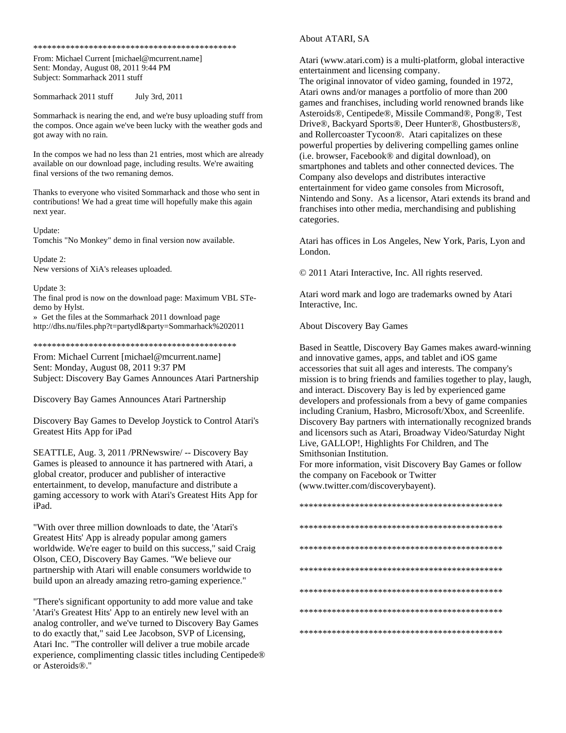*********************************************

From: Michael Current [michael@mcurrent.name]
Sent: Monday, August 08, 2011 9:44 PM
Subject: Sommarhack 2011 stuff

Sommarhack 2011 stuff July 3rd, 2011

Sommarhack is nearing the end, and we're busy uploading stuff from the compos. Once again we've been lucky with the weather gods and got away with no rain.

In the compos we had no less than 21 entries, most which are already available on our download page, including results. We're awaiting final versions of the two remaning demos.

Thanks to everyone who visited Sommarhack and those who sent in contributions! We had a great time will hopefully make this again next year.

Update:
Tomchis "No Monkey" demo in final version now available.

Update 2:
New versions of XiA's releases uploaded.

Update 3:
The final prod is now on the download page: Maximum VBL STe-demo by Hylst.
» Get the files at the Sommarhack 2011 download page
http://dhs.nu/files.php?t=partydl&party=Sommarhack%202011

*********************************************

From: Michael Current [michael@mcurrent.name]
Sent: Monday, August 08, 2011 9:37 PM
Subject: Discovery Bay Games Announces Atari Partnership

Discovery Bay Games Announces Atari Partnership

Discovery Bay Games to Develop Joystick to Control Atari's Greatest Hits App for iPad

SEATTLE, Aug. 3, 2011 /PRNewswire/ -- Discovery Bay Games is pleased to announce it has partnered with Atari, a global creator, producer and publisher of interactive entertainment, to develop, manufacture and distribute a gaming accessory to work with Atari's Greatest Hits App for iPad.

"With over three million downloads to date, the 'Atari's Greatest Hits' App is already popular among gamers worldwide. We're eager to build on this success," said Craig Olson, CEO, Discovery Bay Games. "We believe our partnership with Atari will enable consumers worldwide to build upon an already amazing retro-gaming experience."

"There's significant opportunity to add more value and take 'Atari's Greatest Hits' App to an entirely new level with an analog controller, and we've turned to Discovery Bay Games to do exactly that," said Lee Jacobson, SVP of Licensing, Atari Inc. "The controller will deliver a true mobile arcade experience, complimenting classic titles including Centipede® or Asteroids®."

About ATARI, SA

Atari (www.atari.com) is a multi-platform, global interactive entertainment and licensing company.
The original innovator of video gaming, founded in 1972, Atari owns and/or manages a portfolio of more than 200 games and franchises, including world renowned brands like Asteroids®, Centipede®, Missile Command®, Pong®, Test Drive®, Backyard Sports®, Deer Hunter®, Ghostbusters®, and Rollercoaster Tycoon®. Atari capitalizes on these powerful properties by delivering compelling games online (i.e. browser, Facebook® and digital download), on smartphones and tablets and other connected devices. The Company also develops and distributes interactive entertainment for video game consoles from Microsoft, Nintendo and Sony. As a licensor, Atari extends its brand and franchises into other media, merchandising and publishing categories.

Atari has offices in Los Angeles, New York, Paris, Lyon and London.

© 2011 Atari Interactive, Inc. All rights reserved.

Atari word mark and logo are trademarks owned by Atari Interactive, Inc.

About Discovery Bay Games

Based in Seattle, Discovery Bay Games makes award-winning and innovative games, apps, and tablet and iOS game accessories that suit all ages and interests. The company's mission is to bring friends and families together to play, laugh, and interact. Discovery Bay is led by experienced game developers and professionals from a bevy of game companies including Cranium, Hasbro, Microsoft/Xbox, and Screenlife. Discovery Bay partners with internationally recognized brands and licensors such as Atari, Broadway Video/Saturday Night Live, GALLOP!, Highlights For Children, and The Smithsonian Institution.
For more information, visit Discovery Bay Games or follow the company on Facebook or Twitter (www.twitter.com/discoverybayent).

*********************************************

*********************************************

*********************************************

*********************************************

*********************************************

*********************************************

*********************************************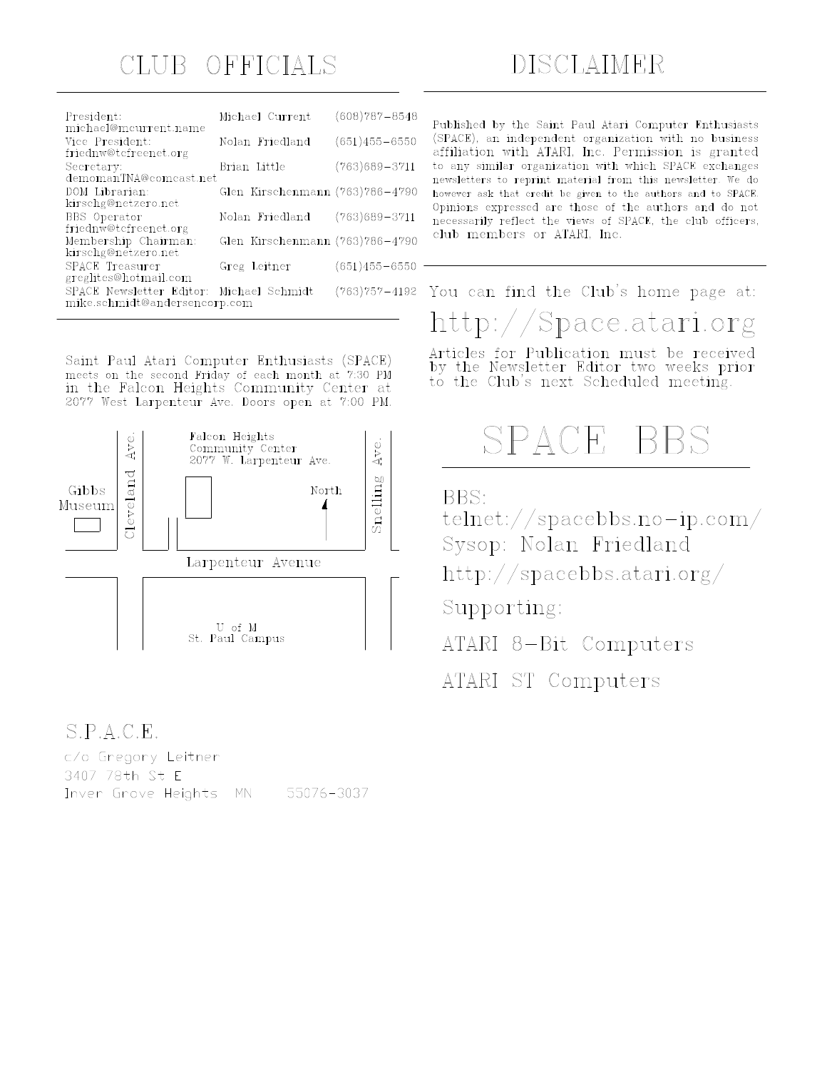# CLUB OFFICIALS

| | | |
|---|---|---|
| President: michael@mcurrent.name | Michael Current | (608)787-8548 |
| Vice President: friednw@tcfreenet.org | Nolan Friedland | (651)455-6550 |
| Secretary: demomanTNA@comcast.net | Brian Little | (763)689-3711 |
| DOM Librarian: kirschg@netzero.net | Glen Kirschenmann | (763)786-4790 |
| BBS Operator friednw@tcfreenet.org | Nolan Friedland | (763)689-3711 |
| Membership Chairman: kirschg@netzero.net | Glen Kirschenmann | (763)786-4790 |
| SPACE Treasurer greglites@hotmail.com | Greg Leitner | (651)455-6550 |
| SPACE Newsletter Editor: mike.schmidt@andersencorp.com | Michael Schmidt | (763)757-4192 |

Saint Paul Atari Computer Enthusiasts (SPACE) meets on the second Friday of each month at 7:30 PM in the Falcon Heights Community Center at 2077 West Larpenteur Ave. Doors open at 7:00 PM.

Gibbs Museum

Cleveland Ave.

Falcon Heights Community Center 2077 W. Larpenteur Ave.

North

Snelling Ave.

Larpenteur Avenue

U of M St. Paul Campus

# DISCLAIMER

Published by the Saint Paul Atari Computer Enthusiasts (SPACE), an independent organization with no business affiliation with ATARI, Inc. Permission is granted to any similar organization with which SPACE exchanges newsletters to reprint material from this newsletter. We do however ask that credit be given to the authors and to SPACE. Opinions expressed are those of the authors and do not necessarily reflect the views of SPACE, the club officers, club members or ATARI, Inc.

You can find the Club's home page at:

http://Space.atari.org

Articles for Publication must be received by the Newsletter Editor two weeks prior to the Club's next Scheduled meeting.

# SPACE BBS

BBS: telnet://spacebbs.no-ip.com/

Sysop: Nolan Friedland

http://spacebbs.atari.org/

Supporting:

ATARI 8-Bit Computers

ATARI ST Computers

S.P.A.C.E.
c/o Gregory Leitner
3407 78th St E
Inver Grove Heights MN 55076-3037